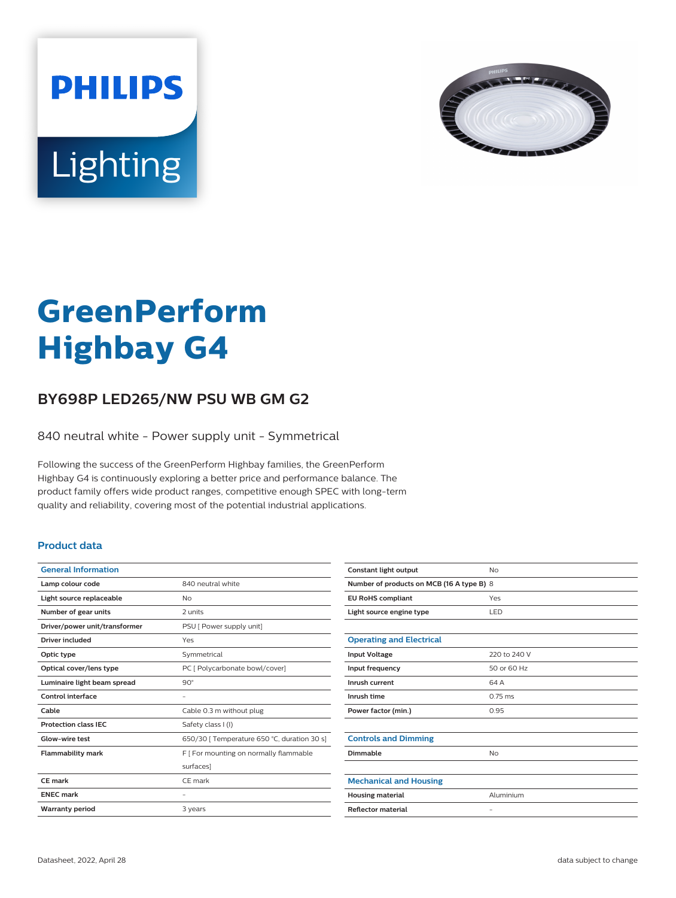PHILIPS

Lighting

# GreenPerform Highbay G4

## BY698P LED265/NW PSU WB GM G2

840 neutral white - Power supply unit - Symmetrical

Following the success of the GreenPerform Highbay families, the GreenPerform Highbay G4 is continuously exploring a better price and performance balance. The product family offers wide product ranges, competitive enough SPEC with long-term quality and reliability, covering most of the potential industrial applications.

### Product data

| General Information | |
|---|---|
| Lamp colour code | 840 neutral white |
| Light source replaceable | No |
| Number of gear units | 2 units |
| Driver/power unit/transformer | PSU [ Power supply unit] |
| Driver included | Yes |
| Optic type | Symmetrical |
| Optical cover/lens type | PC [ Polycarbonate bowl/cover] |
| Luminaire light beam spread | 90° |
| Control interface | - |
| Cable | Cable 0.3 m without plug |
| Protection class IEC | Safety class I (I) |
| Glow-wire test | 650/30 [ Temperature 650 °C, duration 30 s] |
| Flammability mark | F [ For mounting on normally flammable surfaces] |
| CE mark | CE mark |
| ENEC mark | - |
| Warranty period | 3 years |
| Constant light output | No |
| Number of products on MCB (16 A type B) | 8 |
| EU RoHS compliant | Yes |
| Light source engine type | LED |

| Operating and Electrical | |
|---|---|
| Input Voltage | 220 to 240 V |
| Input frequency | 50 or 60 Hz |
| Inrush current | 64 A |
| Inrush time | 0.75 ms |
| Power factor (min.) | 0.95 |

| Controls and Dimming | |
|---|---|
| Dimmable | No |

| Mechanical and Housing | |
|---|---|
| Housing material | Aluminium |
| Reflector material | - |

Datasheet, 2022, April 28

data subject to change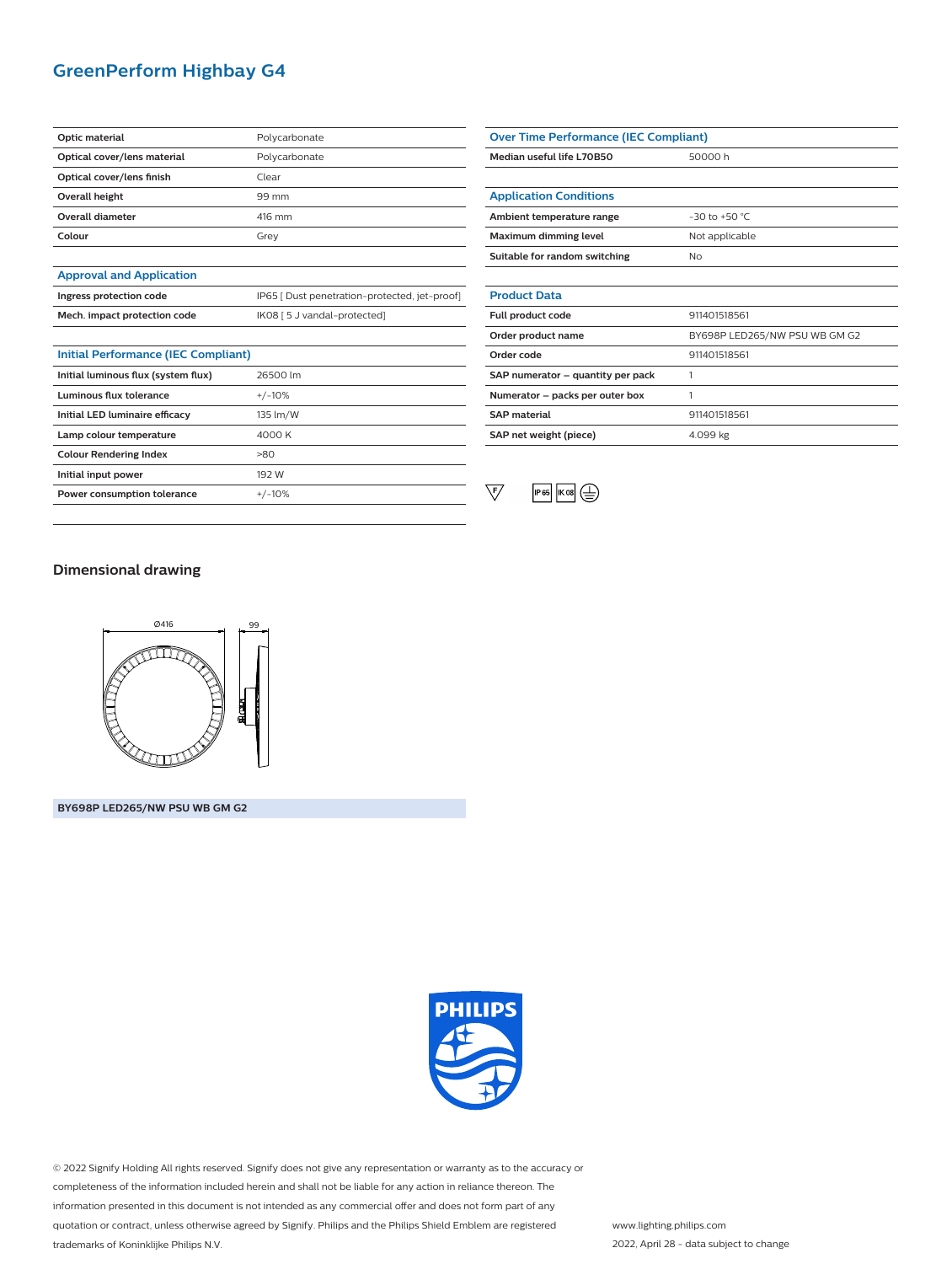## GreenPerform Highbay G4

| | |
|---|---|
| **Optic material** | Polycarbonate |
| **Optical cover/lens material** | Polycarbonate |
| **Optical cover/lens finish** | Clear |
| **Overall height** | 99 mm |
| **Overall diameter** | 416 mm |
| **Colour** | Grey |

### Approval and Application

| | |
|---|---|
| **Ingress protection code** | IP65 [ Dust penetration-protected, jet-proof] |
| **Mech. impact protection code** | IK08 [ 5 J vandal-protected] |

### Initial Performance (IEC Compliant)

| | |
|---|---|
| **Initial luminous flux (system flux)** | 26500 lm |
| **Luminous flux tolerance** | +/-10% |
| **Initial LED luminaire efficacy** | 135 lm/W |
| **Lamp colour temperature** | 4000 K |
| **Colour Rendering Index** | >80 |
| **Initial input power** | 192 W |
| **Power consumption tolerance** | +/-10% |

### Over Time Performance (IEC Compliant)

| | |
|---|---|
| **Median useful life L70B50** | 50000 h |

### Application Conditions

| | |
|---|---|
| **Ambient temperature range** | -30 to +50 °C |
| **Maximum dimming level** | Not applicable |
| **Suitable for random switching** | No |

### Product Data

| | |
|---|---|
| **Full product code** | 911401518561 |
| **Order product name** | BY698P LED265/NW PSU WB GM G2 |
| **Order code** | 911401518561 |
| **SAP numerator – quantity per pack** | 1 |
| **Numerator – packs per outer box** | 1 |
| **SAP material** | 911401518561 |
| **SAP net weight (piece)** | 4.099 kg |

F IP65 IK08

### Dimensional drawing

Ø416

99

**BY698P LED265/NW PSU WB GM G2**

© 2022 Signify Holding All rights reserved. Signify does not give any representation or warranty as to the accuracy or completeness of the information included herein and shall not be liable for any action in reliance thereon. The information presented in this document is not intended as any commercial offer and does not form part of any quotation or contract, unless otherwise agreed by Signify. Philips and the Philips Shield Emblem are registered trademarks of Koninklijke Philips N.V.

www.lighting.philips.com

2022, April 28 - data subject to change